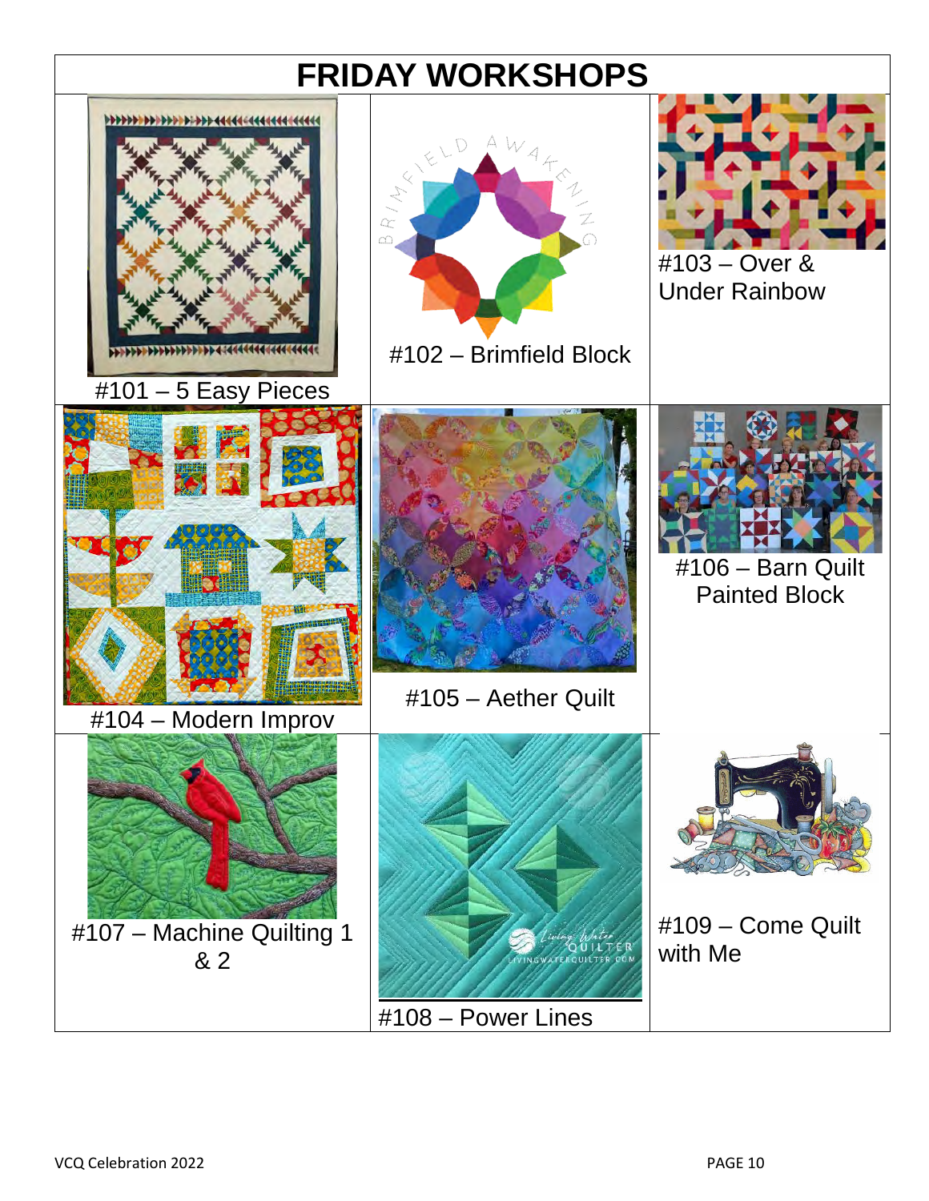# FRIDAY WORKSHOPS

#101 – 5 Easy Pieces

#102 – Brimfield Block

#103 – Over & Under Rainbow

#104 – Modern Improv

#105 – Aether Quilt

#106 – Barn Quilt Painted Block

#107 – Machine Quilting 1 & 2

#108 – Power Lines

#109 – Come Quilt with Me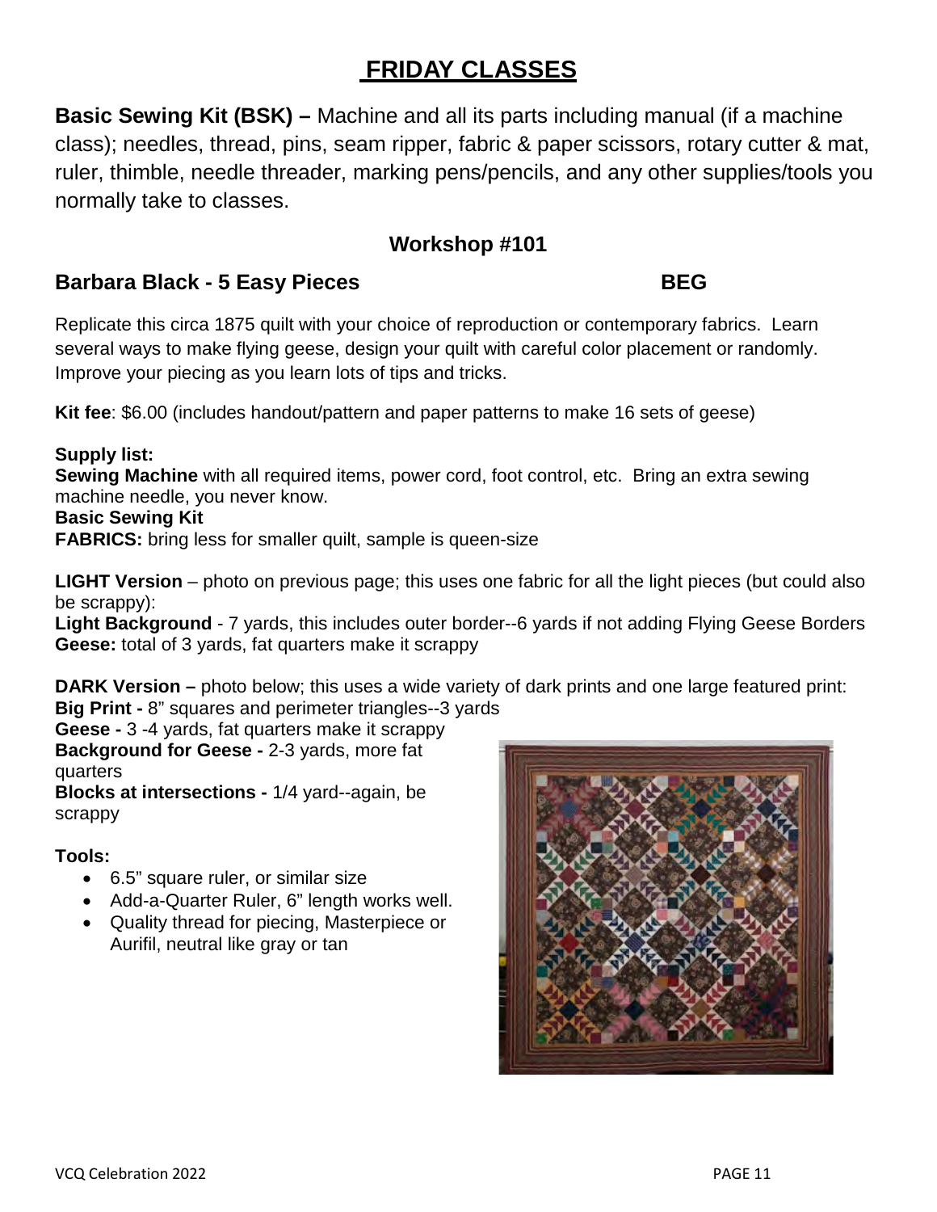# FRIDAY CLASSES

**Basic Sewing Kit (BSK) –** Machine and all its parts including manual (if a machine class); needles, thread, pins, seam ripper, fabric & paper scissors, rotary cutter & mat, ruler, thimble, needle threader, marking pens/pencils, and any other supplies/tools you normally take to classes.

## Workshop #101

### Barbara Black - 5 Easy Pieces BEG

Replicate this circa 1875 quilt with your choice of reproduction or contemporary fabrics. Learn several ways to make flying geese, design your quilt with careful color placement or randomly. Improve your piecing as you learn lots of tips and tricks.

**Kit fee**: $6.00 (includes handout/pattern and paper patterns to make 16 sets of geese)

**Supply list:**
**Sewing Machine** with all required items, power cord, foot control, etc. Bring an extra sewing machine needle, you never know.
**Basic Sewing Kit**
**FABRICS:** bring less for smaller quilt, sample is queen-size

**LIGHT Version** – photo on previous page; this uses one fabric for all the light pieces (but could also be scrappy):
**Light Background** - 7 yards, this includes outer border--6 yards if not adding Flying Geese Borders
**Geese:** total of 3 yards, fat quarters make it scrappy

**DARK Version –** photo below; this uses a wide variety of dark prints and one large featured print:
**Big Print -** 8" squares and perimeter triangles--3 yards
**Geese -** 3 -4 yards, fat quarters make it scrappy
**Background for Geese -** 2-3 yards, more fat quarters
**Blocks at intersections -** 1/4 yard--again, be scrappy

**Tools:**

- 6.5" square ruler, or similar size
- Add-a-Quarter Ruler, 6" length works well.
- Quality thread for piecing, Masterpiece or Aurifil, neutral like gray or tan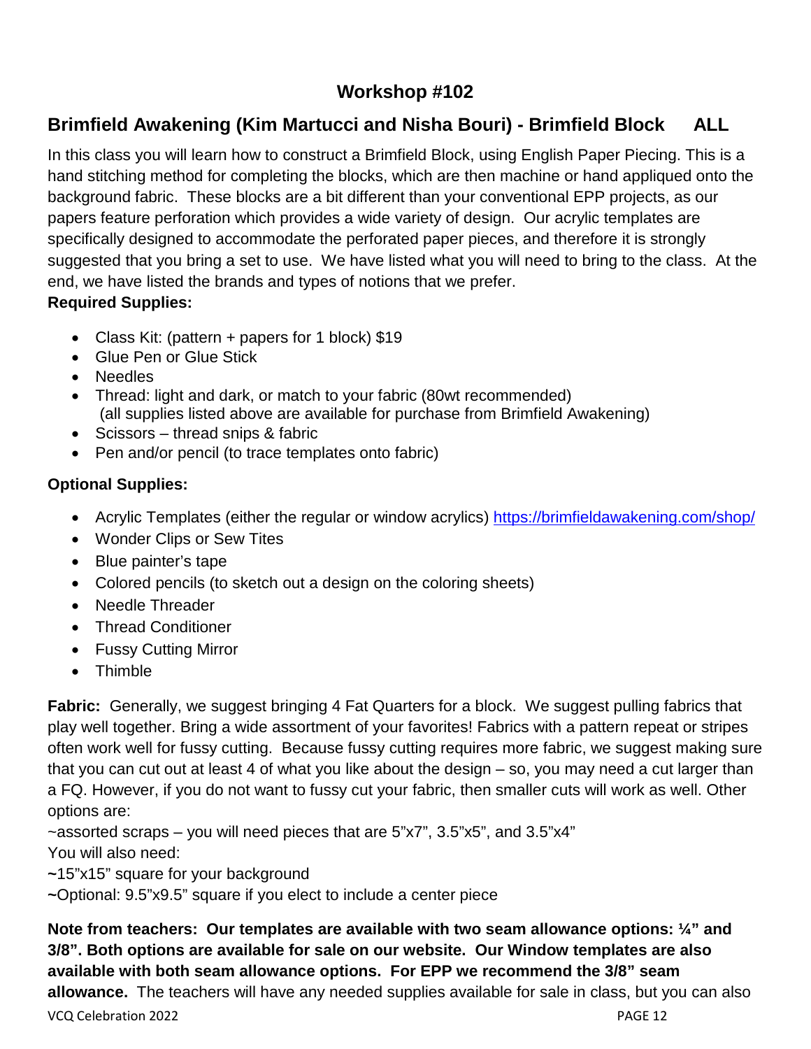## Workshop #102

### Brimfield Awakening (Kim Martucci and Nisha Bouri) - Brimfield Block ALL

In this class you will learn how to construct a Brimfield Block, using English Paper Piecing. This is a hand stitching method for completing the blocks, which are then machine or hand appliqued onto the background fabric. These blocks are a bit different than your conventional EPP projects, as our papers feature perforation which provides a wide variety of design. Our acrylic templates are specifically designed to accommodate the perforated paper pieces, and therefore it is strongly suggested that you bring a set to use. We have listed what you will need to bring to the class. At the end, we have listed the brands and types of notions that we prefer.

**Required Supplies:**

- Class Kit: (pattern + papers for 1 block) $19
- Glue Pen or Glue Stick
- Needles
- Thread: light and dark, or match to your fabric (80wt recommended)
  (all supplies listed above are available for purchase from Brimfield Awakening)
- Scissors – thread snips & fabric
- Pen and/or pencil (to trace templates onto fabric)

**Optional Supplies:**

- Acrylic Templates (either the regular or window acrylics) https://brimfieldawakening.com/shop/
- Wonder Clips or Sew Tites
- Blue painter's tape
- Colored pencils (to sketch out a design on the coloring sheets)
- Needle Threader
- Thread Conditioner
- Fussy Cutting Mirror
- Thimble

**Fabric:** Generally, we suggest bringing 4 Fat Quarters for a block. We suggest pulling fabrics that play well together. Bring a wide assortment of your favorites! Fabrics with a pattern repeat or stripes often work well for fussy cutting. Because fussy cutting requires more fabric, we suggest making sure that you can cut out at least 4 of what you like about the design – so, you may need a cut larger than a FQ. However, if you do not want to fussy cut your fabric, then smaller cuts will work as well. Other options are:

~assorted scraps – you will need pieces that are 5"x7", 3.5"x5", and 3.5"x4"

You will also need:

~15"x15" square for your background

~Optional: 9.5"x9.5" square if you elect to include a center piece

**Note from teachers: Our templates are available with two seam allowance options: ¼" and 3/8". Both options are available for sale on our website. Our Window templates are also available with both seam allowance options. For EPP we recommend the 3/8" seam allowance.** The teachers will have any needed supplies available for sale in class, but you can also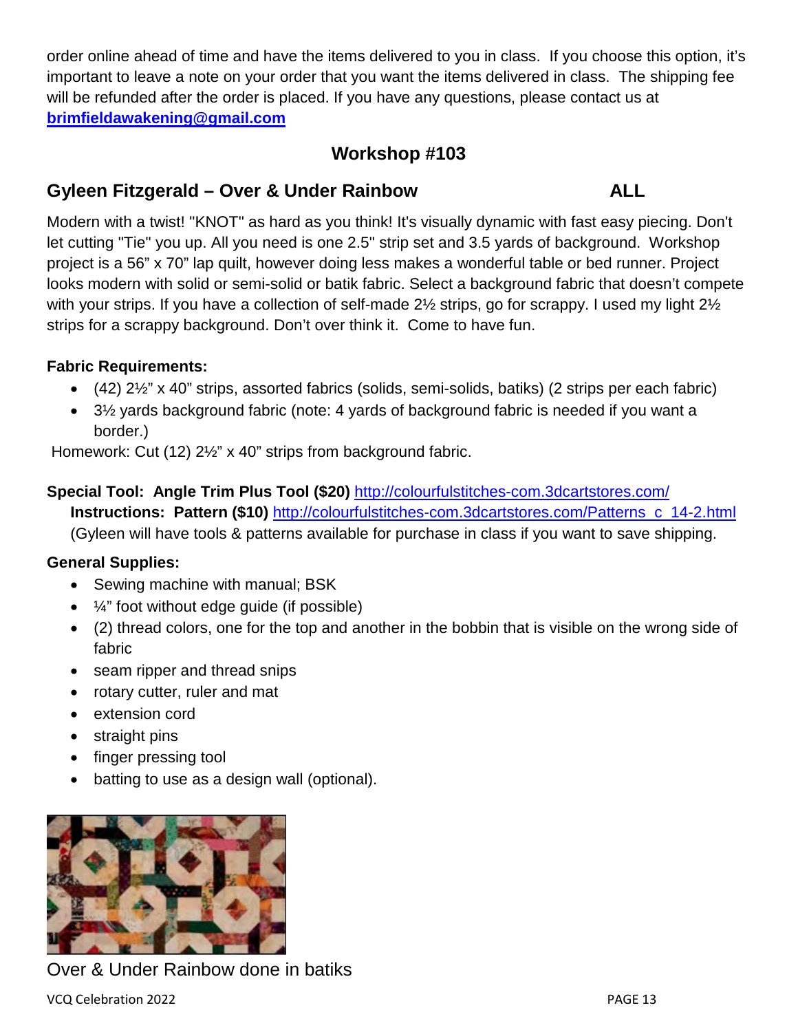order online ahead of time and have the items delivered to you in class. If you choose this option, it's important to leave a note on your order that you want the items delivered in class. The shipping fee will be refunded after the order is placed. If you have any questions, please contact us at **brimfieldawakening@gmail.com**

## Workshop #103

### Gyleen Fitzgerald – Over & Under Rainbow ALL

Modern with a twist! "KNOT" as hard as you think! It's visually dynamic with fast easy piecing. Don't let cutting "Tie" you up. All you need is one 2.5" strip set and 3.5 yards of background. Workshop project is a 56" x 70" lap quilt, however doing less makes a wonderful table or bed runner. Project looks modern with solid or semi-solid or batik fabric. Select a background fabric that doesn't compete with your strips. If you have a collection of self-made 2½ strips, go for scrappy. I used my light 2½ strips for a scrappy background. Don't over think it. Come to have fun.

**Fabric Requirements:**

- (42) 2½" x 40" strips, assorted fabrics (solids, semi-solids, batiks) (2 strips per each fabric)
- 3½ yards background fabric (note: 4 yards of background fabric is needed if you want a border.)

Homework: Cut (12) 2½" x 40" strips from background fabric.

**Special Tool: Angle Trim Plus Tool ($20)** http://colourfulstitches-com.3dcartstores.com/
**Instructions: Pattern ($10)** http://colourfulstitches-com.3dcartstores.com/Patterns_c_14-2.html
(Gyleen will have tools & patterns available for purchase in class if you want to save shipping.

**General Supplies:**

- Sewing machine with manual; BSK
- ¼" foot without edge guide (if possible)
- (2) thread colors, one for the top and another in the bobbin that is visible on the wrong side of fabric
- seam ripper and thread snips
- rotary cutter, ruler and mat
- extension cord
- straight pins
- finger pressing tool
- batting to use as a design wall (optional).

Over & Under Rainbow done in batiks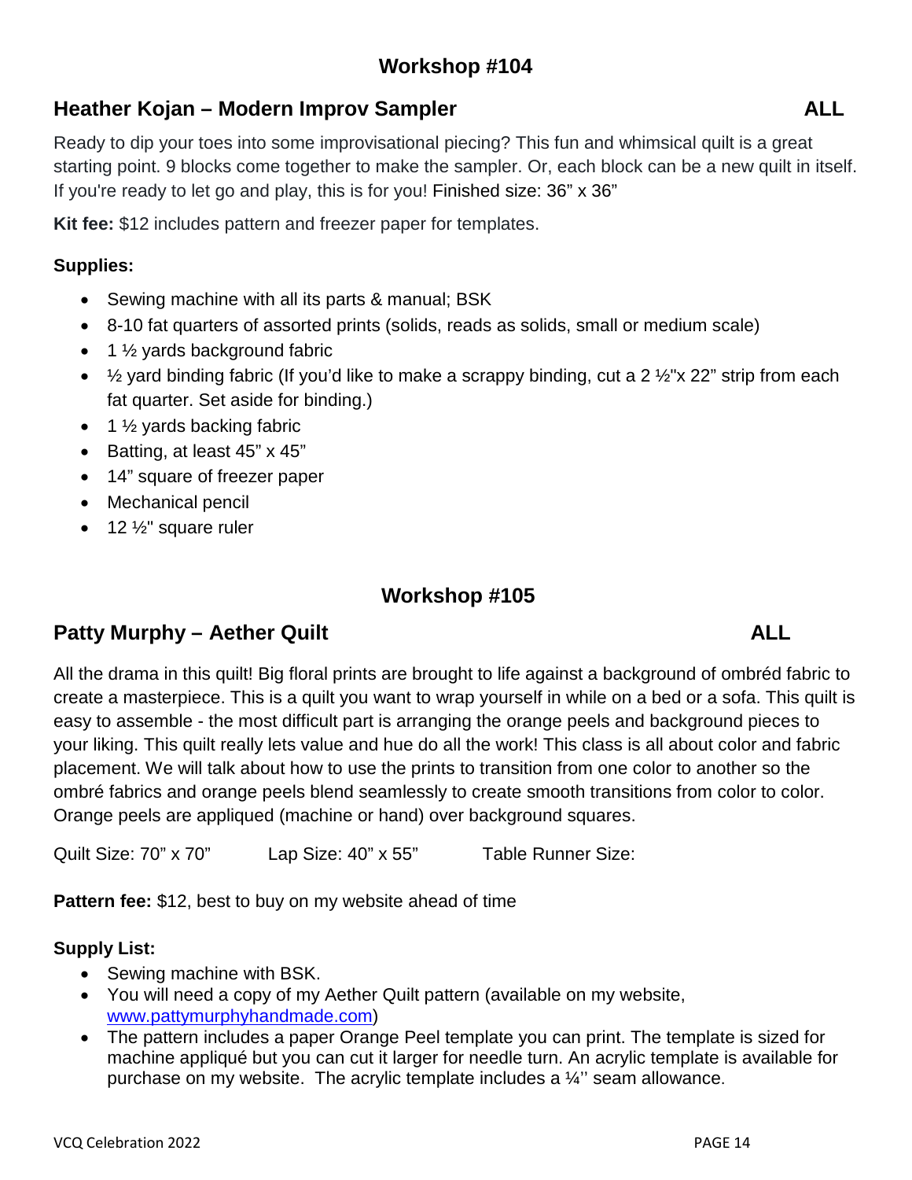## Workshop #104

### Heather Kojan – Modern Improv Sampler ALL

Ready to dip your toes into some improvisational piecing? This fun and whimsical quilt is a great starting point. 9 blocks come together to make the sampler. Or, each block can be a new quilt in itself. If you're ready to let go and play, this is for you! Finished size: 36" x 36"

**Kit fee:** $12 includes pattern and freezer paper for templates.

**Supplies:**

- Sewing machine with all its parts & manual; BSK
- 8-10 fat quarters of assorted prints (solids, reads as solids, small or medium scale)
- 1 ½ yards background fabric
- ½ yard binding fabric (If you'd like to make a scrappy binding, cut a 2 ½"x 22" strip from each fat quarter. Set aside for binding.)
- 1 ½ yards backing fabric
- Batting, at least 45" x 45"
- 14" square of freezer paper
- Mechanical pencil
- 12 ½" square ruler

## Workshop #105

### Patty Murphy – Aether Quilt ALL

All the drama in this quilt! Big floral prints are brought to life against a background of ombréd fabric to create a masterpiece. This is a quilt you want to wrap yourself in while on a bed or a sofa. This quilt is easy to assemble - the most difficult part is arranging the orange peels and background pieces to your liking. This quilt really lets value and hue do all the work! This class is all about color and fabric placement. We will talk about how to use the prints to transition from one color to another so the ombré fabrics and orange peels blend seamlessly to create smooth transitions from color to color. Orange peels are appliqued (machine or hand) over background squares.

Quilt Size: 70" x 70" Lap Size: 40" x 55" Table Runner Size:

**Pattern fee:** $12, best to buy on my website ahead of time

**Supply List:**

- Sewing machine with BSK.
- You will need a copy of my Aether Quilt pattern (available on my website, www.pattymurphyhandmade.com)
- The pattern includes a paper Orange Peel template you can print. The template is sized for machine appliqué but you can cut it larger for needle turn. An acrylic template is available for purchase on my website. The acrylic template includes a ¼'' seam allowance.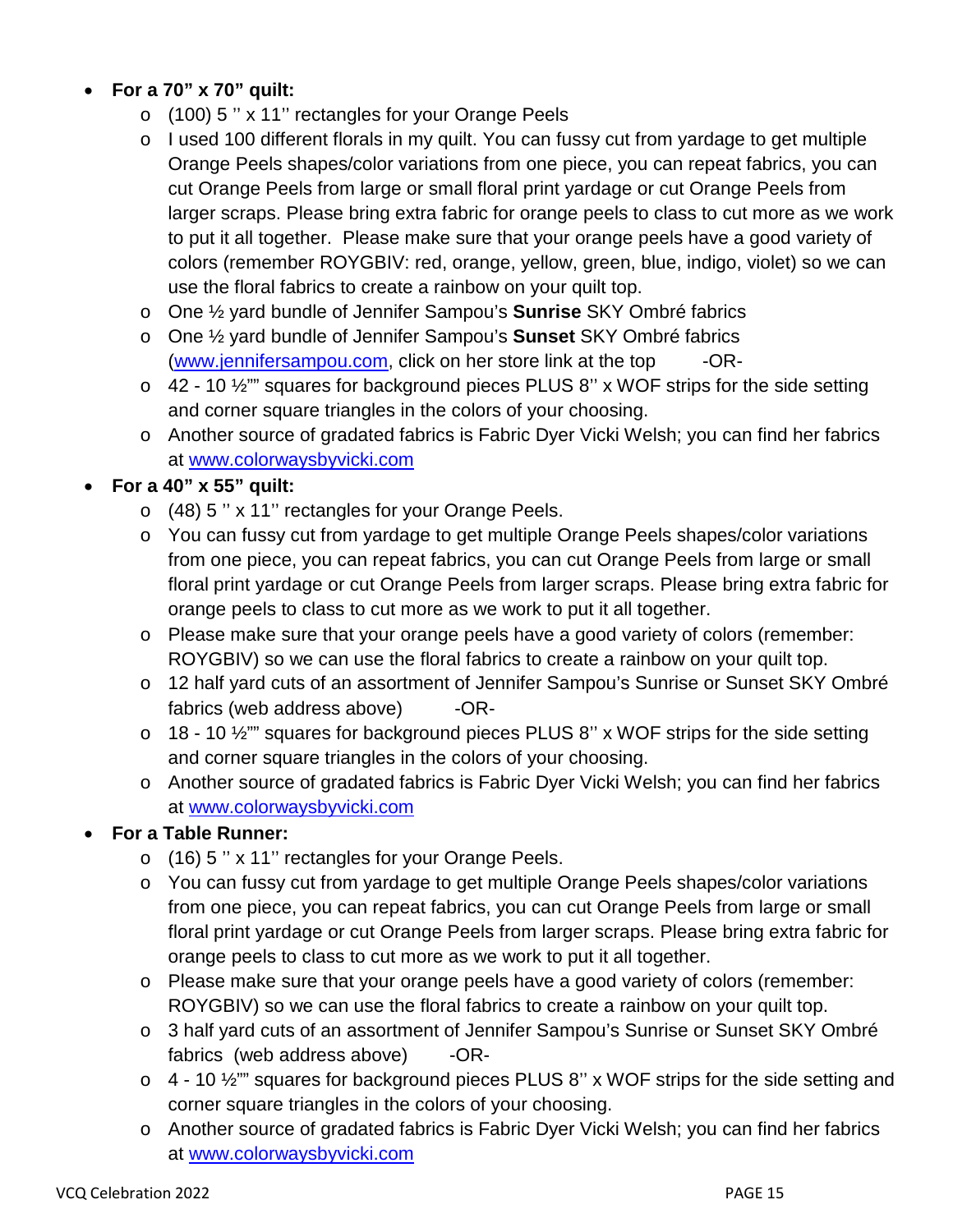- **For a 70" x 70" quilt:**
  - (100) 5 '' x 11'' rectangles for your Orange Peels
  - I used 100 different florals in my quilt. You can fussy cut from yardage to get multiple Orange Peels shapes/color variations from one piece, you can repeat fabrics, you can cut Orange Peels from large or small floral print yardage or cut Orange Peels from larger scraps. Please bring extra fabric for orange peels to class to cut more as we work to put it all together. Please make sure that your orange peels have a good variety of colors (remember ROYGBIV: red, orange, yellow, green, blue, indigo, violet) so we can use the floral fabrics to create a rainbow on your quilt top.
  - One ½ yard bundle of Jennifer Sampou's **Sunrise** SKY Ombré fabrics
  - One ½ yard bundle of Jennifer Sampou's **Sunset** SKY Ombré fabrics (www.jennifersampou.com, click on her store link at the top -OR-
  - 42 - 10 ½"" squares for background pieces PLUS 8'' x WOF strips for the side setting and corner square triangles in the colors of your choosing.
  - Another source of gradated fabrics is Fabric Dyer Vicki Welsh; you can find her fabrics at www.colorwaysbyvicki.com
- **For a 40" x 55" quilt:**
  - (48) 5 '' x 11'' rectangles for your Orange Peels.
  - You can fussy cut from yardage to get multiple Orange Peels shapes/color variations from one piece, you can repeat fabrics, you can cut Orange Peels from large or small floral print yardage or cut Orange Peels from larger scraps. Please bring extra fabric for orange peels to class to cut more as we work to put it all together.
  - Please make sure that your orange peels have a good variety of colors (remember: ROYGBIV) so we can use the floral fabrics to create a rainbow on your quilt top.
  - 12 half yard cuts of an assortment of Jennifer Sampou's Sunrise or Sunset SKY Ombré fabrics (web address above) -OR-
  - 18 - 10 ½"" squares for background pieces PLUS 8'' x WOF strips for the side setting and corner square triangles in the colors of your choosing.
  - Another source of gradated fabrics is Fabric Dyer Vicki Welsh; you can find her fabrics at www.colorwaysbyvicki.com
- **For a Table Runner:**
  - (16) 5 '' x 11'' rectangles for your Orange Peels.
  - You can fussy cut from yardage to get multiple Orange Peels shapes/color variations from one piece, you can repeat fabrics, you can cut Orange Peels from large or small floral print yardage or cut Orange Peels from larger scraps. Please bring extra fabric for orange peels to class to cut more as we work to put it all together.
  - Please make sure that your orange peels have a good variety of colors (remember: ROYGBIV) so we can use the floral fabrics to create a rainbow on your quilt top.
  - 3 half yard cuts of an assortment of Jennifer Sampou's Sunrise or Sunset SKY Ombré fabrics (web address above) -OR-
  - 4 - 10 ½"" squares for background pieces PLUS 8'' x WOF strips for the side setting and corner square triangles in the colors of your choosing.
  - Another source of gradated fabrics is Fabric Dyer Vicki Welsh; you can find her fabrics at www.colorwaysbyvicki.com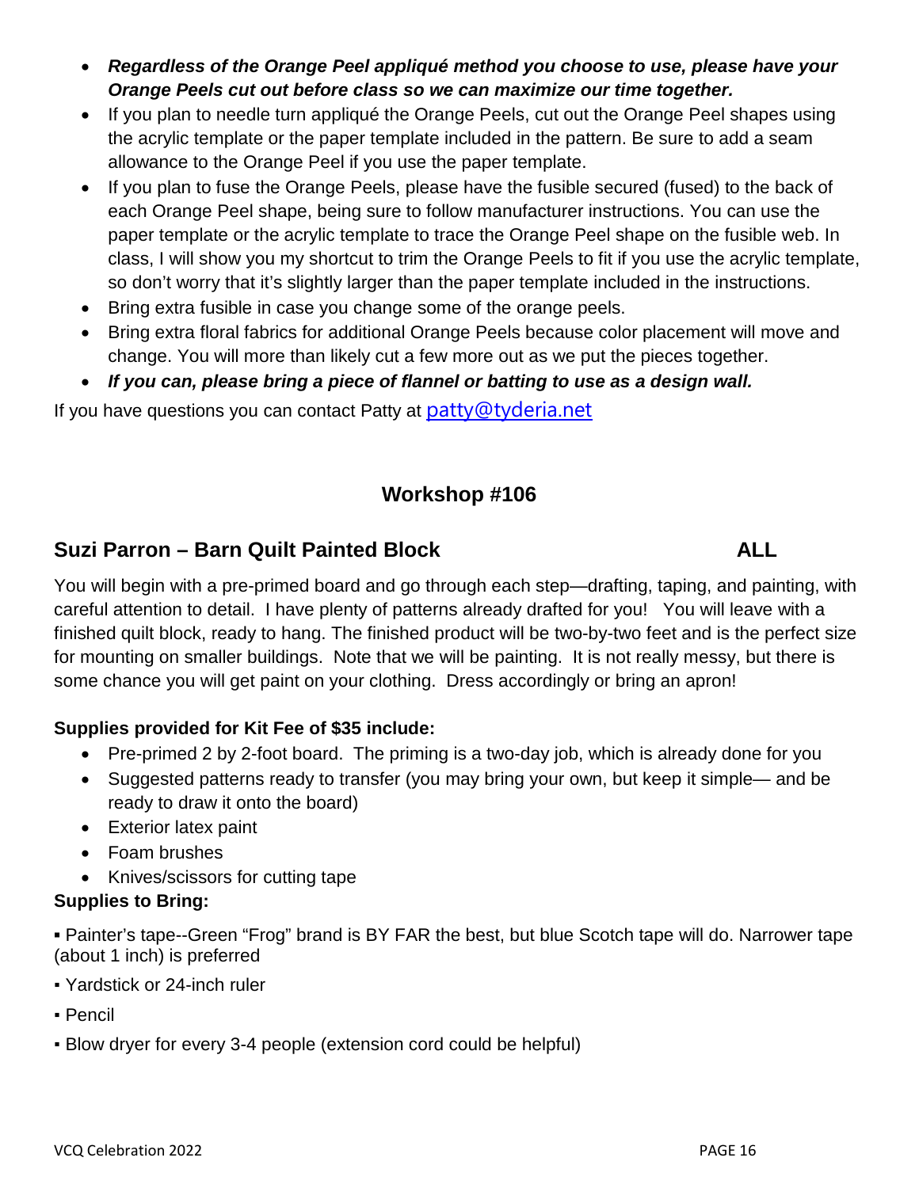- ***Regardless of the Orange Peel appliqué method you choose to use, please have your Orange Peels cut out before class so we can maximize our time together.***
- If you plan to needle turn appliqué the Orange Peels, cut out the Orange Peel shapes using the acrylic template or the paper template included in the pattern. Be sure to add a seam allowance to the Orange Peel if you use the paper template.
- If you plan to fuse the Orange Peels, please have the fusible secured (fused) to the back of each Orange Peel shape, being sure to follow manufacturer instructions. You can use the paper template or the acrylic template to trace the Orange Peel shape on the fusible web. In class, I will show you my shortcut to trim the Orange Peels to fit if you use the acrylic template, so don't worry that it's slightly larger than the paper template included in the instructions.
- Bring extra fusible in case you change some of the orange peels.
- Bring extra floral fabrics for additional Orange Peels because color placement will move and change. You will more than likely cut a few more out as we put the pieces together.
- ***If you can, please bring a piece of flannel or batting to use as a design wall.***

If you have questions you can contact Patty at patty@tyderia.net

## Workshop #106

### Suzi Parron – Barn Quilt Painted Block ALL

You will begin with a pre-primed board and go through each step—drafting, taping, and painting, with careful attention to detail. I have plenty of patterns already drafted for you! You will leave with a finished quilt block, ready to hang. The finished product will be two-by-two feet and is the perfect size for mounting on smaller buildings. Note that we will be painting. It is not really messy, but there is some chance you will get paint on your clothing. Dress accordingly or bring an apron!

**Supplies provided for Kit Fee of $35 include:**

- Pre-primed 2 by 2-foot board. The priming is a two-day job, which is already done for you
- Suggested patterns ready to transfer (you may bring your own, but keep it simple— and be ready to draw it onto the board)
- Exterior latex paint
- Foam brushes
- Knives/scissors for cutting tape

**Supplies to Bring:**

- Painter's tape--Green "Frog" brand is BY FAR the best, but blue Scotch tape will do. Narrower tape (about 1 inch) is preferred
- Yardstick or 24-inch ruler
- Pencil
- Blow dryer for every 3-4 people (extension cord could be helpful)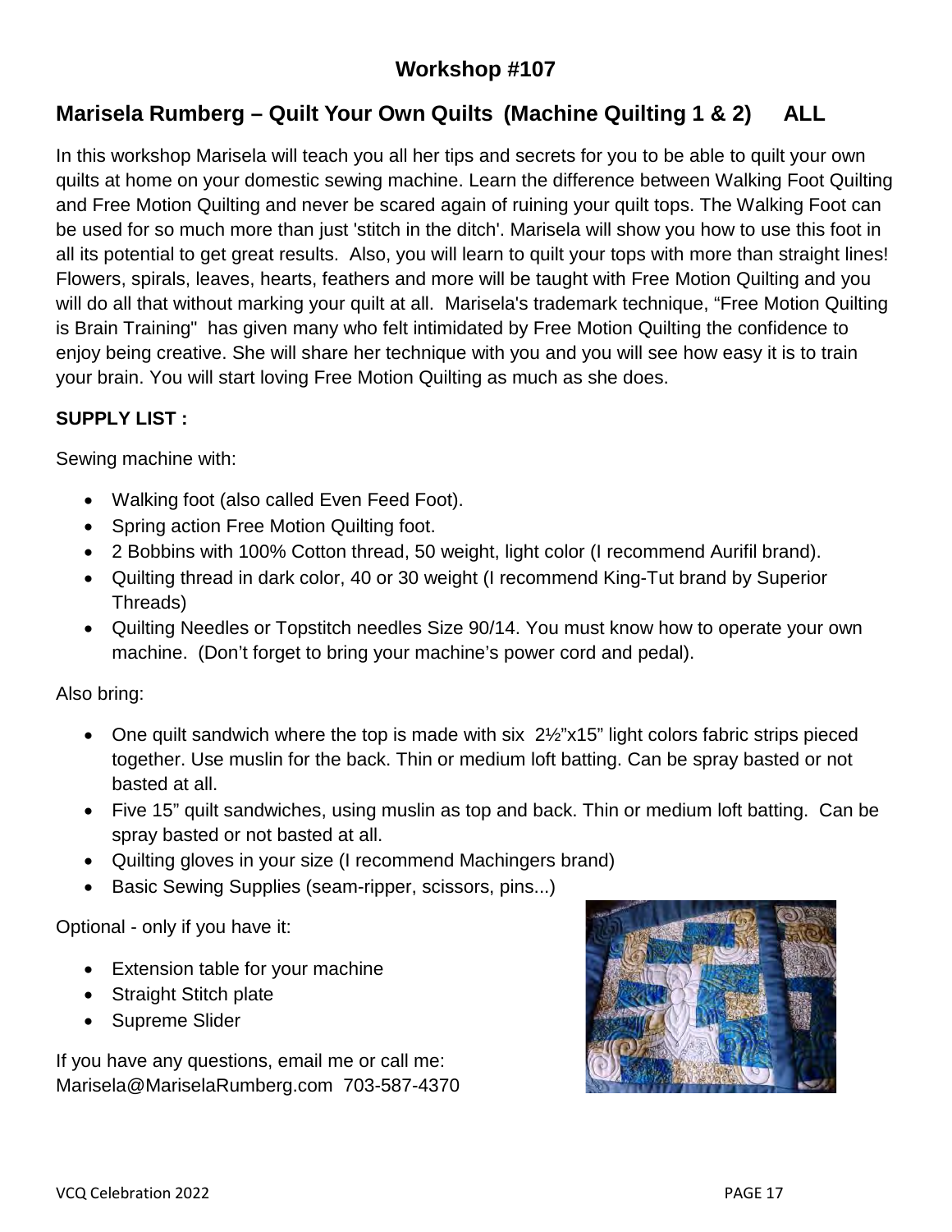## Workshop #107

## Marisela Rumberg – Quilt Your Own Quilts (Machine Quilting 1 & 2) ALL

In this workshop Marisela will teach you all her tips and secrets for you to be able to quilt your own quilts at home on your domestic sewing machine. Learn the difference between Walking Foot Quilting and Free Motion Quilting and never be scared again of ruining your quilt tops. The Walking Foot can be used for so much more than just 'stitch in the ditch'. Marisela will show you how to use this foot in all its potential to get great results. Also, you will learn to quilt your tops with more than straight lines! Flowers, spirals, leaves, hearts, feathers and more will be taught with Free Motion Quilting and you will do all that without marking your quilt at all. Marisela's trademark technique, "Free Motion Quilting is Brain Training" has given many who felt intimidated by Free Motion Quilting the confidence to enjoy being creative. She will share her technique with you and you will see how easy it is to train your brain. You will start loving Free Motion Quilting as much as she does.

**SUPPLY LIST :**

Sewing machine with:

- Walking foot (also called Even Feed Foot).
- Spring action Free Motion Quilting foot.
- 2 Bobbins with 100% Cotton thread, 50 weight, light color (I recommend Aurifil brand).
- Quilting thread in dark color, 40 or 30 weight (I recommend King-Tut brand by Superior Threads)
- Quilting Needles or Topstitch needles Size 90/14. You must know how to operate your own machine. (Don't forget to bring your machine's power cord and pedal).

Also bring:

- One quilt sandwich where the top is made with six 2½"x15" light colors fabric strips pieced together. Use muslin for the back. Thin or medium loft batting. Can be spray basted or not basted at all.
- Five 15" quilt sandwiches, using muslin as top and back. Thin or medium loft batting. Can be spray basted or not basted at all.
- Quilting gloves in your size (I recommend Machingers brand)
- Basic Sewing Supplies (seam-ripper, scissors, pins...)

Optional - only if you have it:

- Extension table for your machine
- Straight Stitch plate
- Supreme Slider

If you have any questions, email me or call me:
Marisela@MariselaRumberg.com 703-587-4370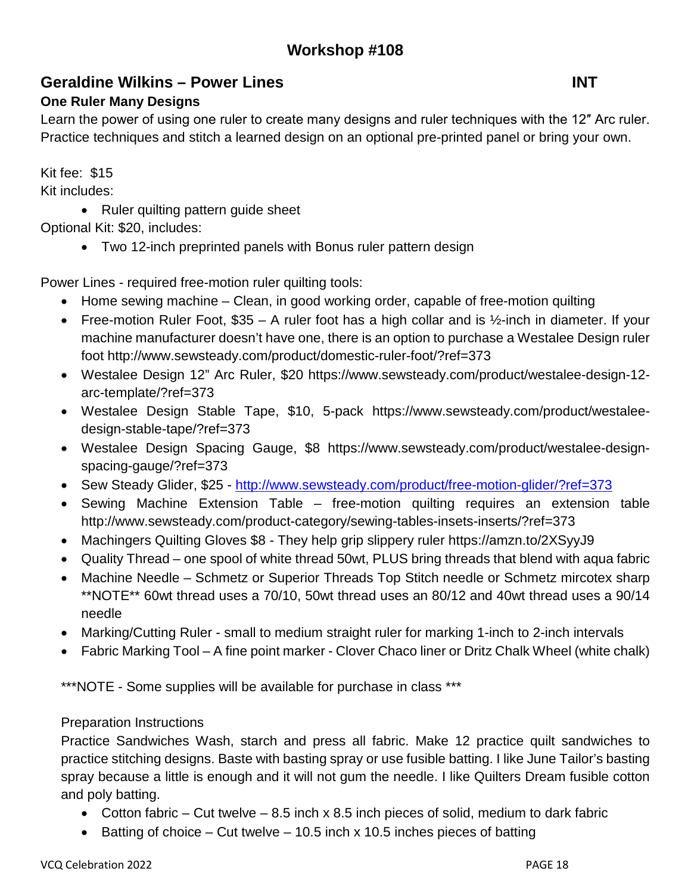## Workshop #108

### Geraldine Wilkins – Power Lines INT

**One Ruler Many Designs**

Learn the power of using one ruler to create many designs and ruler techniques with the 12″ Arc ruler. Practice techniques and stitch a learned design on an optional pre-printed panel or bring your own.

Kit fee: $15

Kit includes:

- Ruler quilting pattern guide sheet

Optional Kit: $20, includes:

- Two 12-inch preprinted panels with Bonus ruler pattern design

Power Lines - required free-motion ruler quilting tools:

- Home sewing machine – Clean, in good working order, capable of free-motion quilting
- Free-motion Ruler Foot, $35 – A ruler foot has a high collar and is ½-inch in diameter. If your machine manufacturer doesn't have one, there is an option to purchase a Westalee Design ruler foot http://www.sewsteady.com/product/domestic-ruler-foot/?ref=373
- Westalee Design 12" Arc Ruler, $20 https://www.sewsteady.com/product/westalee-design-12-arc-template/?ref=373
- Westalee Design Stable Tape, $10, 5-pack https://www.sewsteady.com/product/westalee-design-stable-tape/?ref=373
- Westalee Design Spacing Gauge, $8 https://www.sewsteady.com/product/westalee-design-spacing-gauge/?ref=373
- Sew Steady Glider, $25 - http://www.sewsteady.com/product/free-motion-glider/?ref=373
- Sewing Machine Extension Table – free-motion quilting requires an extension table http://www.sewsteady.com/product-category/sewing-tables-insets-inserts/?ref=373
- Machingers Quilting Gloves $8 - They help grip slippery ruler https://amzn.to/2XSyyJ9
- Quality Thread – one spool of white thread 50wt, PLUS bring threads that blend with aqua fabric
- Machine Needle – Schmetz or Superior Threads Top Stitch needle or Schmetz mircotex sharp **NOTE** 60wt thread uses a 70/10, 50wt thread uses an 80/12 and 40wt thread uses a 90/14 needle
- Marking/Cutting Ruler - small to medium straight ruler for marking 1-inch to 2-inch intervals
- Fabric Marking Tool – A fine point marker - Clover Chaco liner or Dritz Chalk Wheel (white chalk)

***NOTE - Some supplies will be available for purchase in class ***

Preparation Instructions

Practice Sandwiches Wash, starch and press all fabric. Make 12 practice quilt sandwiches to practice stitching designs. Baste with basting spray or use fusible batting. I like June Tailor's basting spray because a little is enough and it will not gum the needle. I like Quilters Dream fusible cotton and poly batting.

- Cotton fabric – Cut twelve – 8.5 inch x 8.5 inch pieces of solid, medium to dark fabric
- Batting of choice – Cut twelve – 10.5 inch x 10.5 inches pieces of batting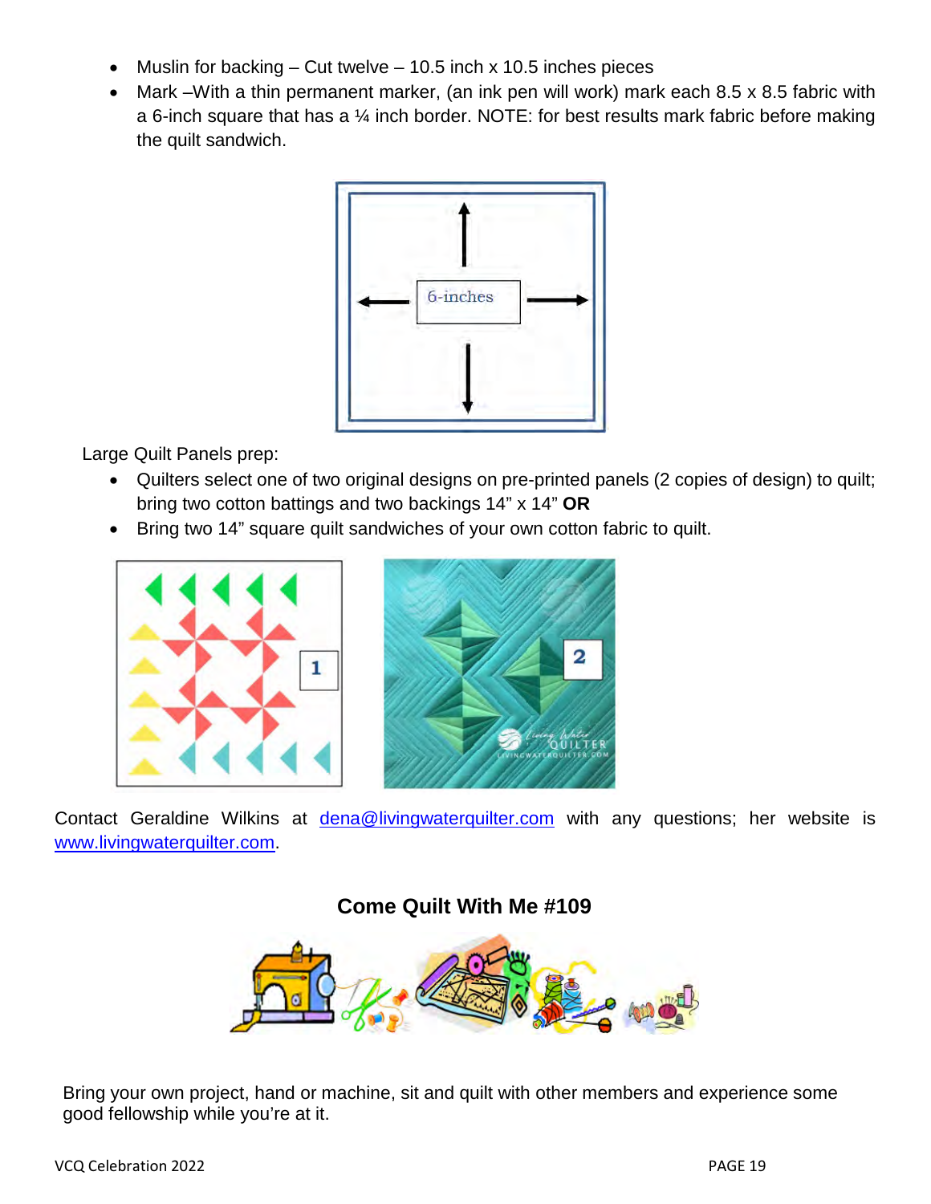- Muslin for backing – Cut twelve – 10.5 inch x 10.5 inches pieces
- Mark –With a thin permanent marker, (an ink pen will work) mark each 8.5 x 8.5 fabric with a 6-inch square that has a ¼ inch border. NOTE: for best results mark fabric before making the quilt sandwich.

6-inches

Large Quilt Panels prep:

- Quilters select one of two original designs on pre-printed panels (2 copies of design) to quilt; bring two cotton battings and two backings 14" x 14" **OR**
- Bring two 14" square quilt sandwiches of your own cotton fabric to quilt.

1

2

Contact Geraldine Wilkins at dena@livingwaterquilter.com with any questions; her website is www.livingwaterquilter.com.

## Come Quilt With Me #109

Bring your own project, hand or machine, sit and quilt with other members and experience some good fellowship while you're at it.